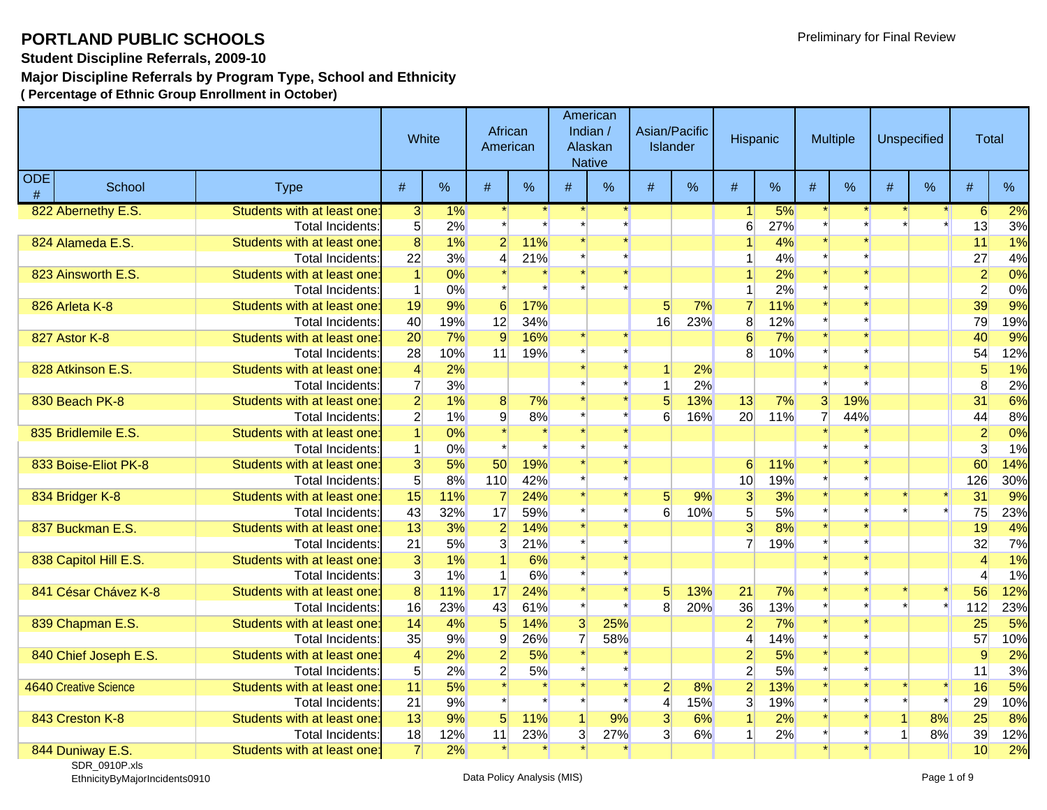# PORTLAND PUBLIC SCHOOLS

Preliminary for Final Review

**Student Discipline Referrals, 2009-10**

**Major Discipline Referrals by Program Type, School and Ethnicity**

**( Percentage of Ethnic Group Enrollment in October)**

| | | | White | | African American | | American Indian / Alaskan Native | | Asian/Pacific Islander | | Hispanic | | Multiple | | Unspecified | | Total | |
|---|---|---|---|---|---|---|---|---|---|---|---|---|---|---|---|---|---|---|
| ODE # | School | Type | # | % | # | % | # | % | # | % | # | % | # | % | # | % | # | % |
| 822 | Abernethy E.S. | Students with at least one: | 3 | 1% | * | * | * | * | | | 1 | 5% | * | * | * | * | 6 | 2% |
| | | Total Incidents: | 5 | 2% | * | * | * | * | | | 6 | 27% | * | * | * | * | 13 | 3% |
| 824 | Alameda E.S. | Students with at least one: | 8 | 1% | 2 | 11% | * | * | | | 1 | 4% | * | * | | | 11 | 1% |
| | | Total Incidents: | 22 | 3% | 4 | 21% | * | * | | | 1 | 4% | * | * | | | 27 | 4% |
| 823 | Ainsworth E.S. | Students with at least one: | 1 | 0% | * | * | * | * | | | 1 | 2% | * | * | | | 2 | 0% |
| | | Total Incidents: | 1 | 0% | * | * | * | * | | | 1 | 2% | * | * | | | 2 | 0% |
| 826 | Arleta K-8 | Students with at least one: | 19 | 9% | 6 | 17% | | | 5 | 7% | 7 | 11% | * | * | | | 39 | 9% |
| | | Total Incidents: | 40 | 19% | 12 | 34% | | | 16 | 23% | 8 | 12% | * | * | | | 79 | 19% |
| 827 | Astor K-8 | Students with at least one: | 20 | 7% | 9 | 16% | * | * | | | 6 | 7% | * | * | | | 40 | 9% |
| | | Total Incidents: | 28 | 10% | 11 | 19% | * | * | | | 8 | 10% | * | * | | | 54 | 12% |
| 828 | Atkinson E.S. | Students with at least one: | 4 | 2% | | | * | * | 1 | 2% | | | * | * | | | 5 | 1% |
| | | Total Incidents: | 7 | 3% | | | * | * | 1 | 2% | | | * | * | | | 8 | 2% |
| 830 | Beach PK-8 | Students with at least one: | 2 | 1% | 8 | 7% | * | * | 5 | 13% | 13 | 7% | 3 | 19% | | | 31 | 6% |
| | | Total Incidents: | 2 | 1% | 9 | 8% | * | * | 6 | 16% | 20 | 11% | 7 | 44% | | | 44 | 8% |
| 835 | Bridlemile E.S. | Students with at least one: | 1 | 0% | * | * | * | * | | | | | * | * | | | 2 | 0% |
| | | Total Incidents: | 1 | 0% | * | * | * | * | | | | | * | * | | | 3 | 1% |
| 833 | Boise-Eliot PK-8 | Students with at least one: | 3 | 5% | 50 | 19% | * | * | | | 6 | 11% | * | * | | | 60 | 14% |
| | | Total Incidents: | 5 | 8% | 110 | 42% | * | * | | | 10 | 19% | * | * | | | 126 | 30% |
| 834 | Bridger K-8 | Students with at least one: | 15 | 11% | 7 | 24% | * | * | 5 | 9% | 3 | 3% | * | * | * | * | 31 | 9% |
| | | Total Incidents: | 43 | 32% | 17 | 59% | * | * | 6 | 10% | 5 | 5% | * | * | * | * | 75 | 23% |
| 837 | Buckman E.S. | Students with at least one: | 13 | 3% | 2 | 14% | * | * | | | 3 | 8% | * | * | | | 19 | 4% |
| | | Total Incidents: | 21 | 5% | 3 | 21% | * | * | | | 7 | 19% | * | * | | | 32 | 7% |
| 838 | Capitol Hill E.S. | Students with at least one: | 3 | 1% | 1 | 6% | * | * | | | | | * | * | | | 4 | 1% |
| | | Total Incidents: | 3 | 1% | 1 | 6% | * | * | | | | | * | * | | | 4 | 1% |
| 841 | César Chávez K-8 | Students with at least one: | 8 | 11% | 17 | 24% | * | * | 5 | 13% | 21 | 7% | * | * | * | * | 56 | 12% |
| | | Total Incidents: | 16 | 23% | 43 | 61% | * | * | 8 | 20% | 36 | 13% | * | * | * | * | 112 | 23% |
| 839 | Chapman E.S. | Students with at least one: | 14 | 4% | 5 | 14% | 3 | 25% | | | 2 | 7% | * | * | | | 25 | 5% |
| | | Total Incidents: | 35 | 9% | 9 | 26% | 7 | 58% | | | 4 | 14% | * | * | | | 57 | 10% |
| 840 | Chief Joseph E.S. | Students with at least one: | 4 | 2% | 2 | 5% | * | * | | | 2 | 5% | * | * | | | 9 | 2% |
| | | Total Incidents: | 5 | 2% | 2 | 5% | * | * | | | 2 | 5% | * | * | | | 11 | 3% |
| 4640 | Creative Science | Students with at least one: | 11 | 5% | * | * | * | * | 2 | 8% | 2 | 13% | * | * | * | * | 16 | 5% |
| | | Total Incidents: | 21 | 9% | * | * | * | * | 4 | 15% | 3 | 19% | * | * | * | * | 29 | 10% |
| 843 | Creston K-8 | Students with at least one: | 13 | 9% | 5 | 11% | 1 | 9% | 3 | 6% | 1 | 2% | * | * | 1 | 8% | 25 | 8% |
| | | Total Incidents: | 18 | 12% | 11 | 23% | 3 | 27% | 3 | 6% | 1 | 2% | * | * | 1 | 8% | 39 | 12% |
| 844 | Duniway E.S. | Students with at least one: | 7 | 2% | * | * | * | * | | | | | * | * | | | 10 | 2% |

SDR_0910P.xls
EthnicityByMajorIncidents0910

Data Policy Analysis (MIS)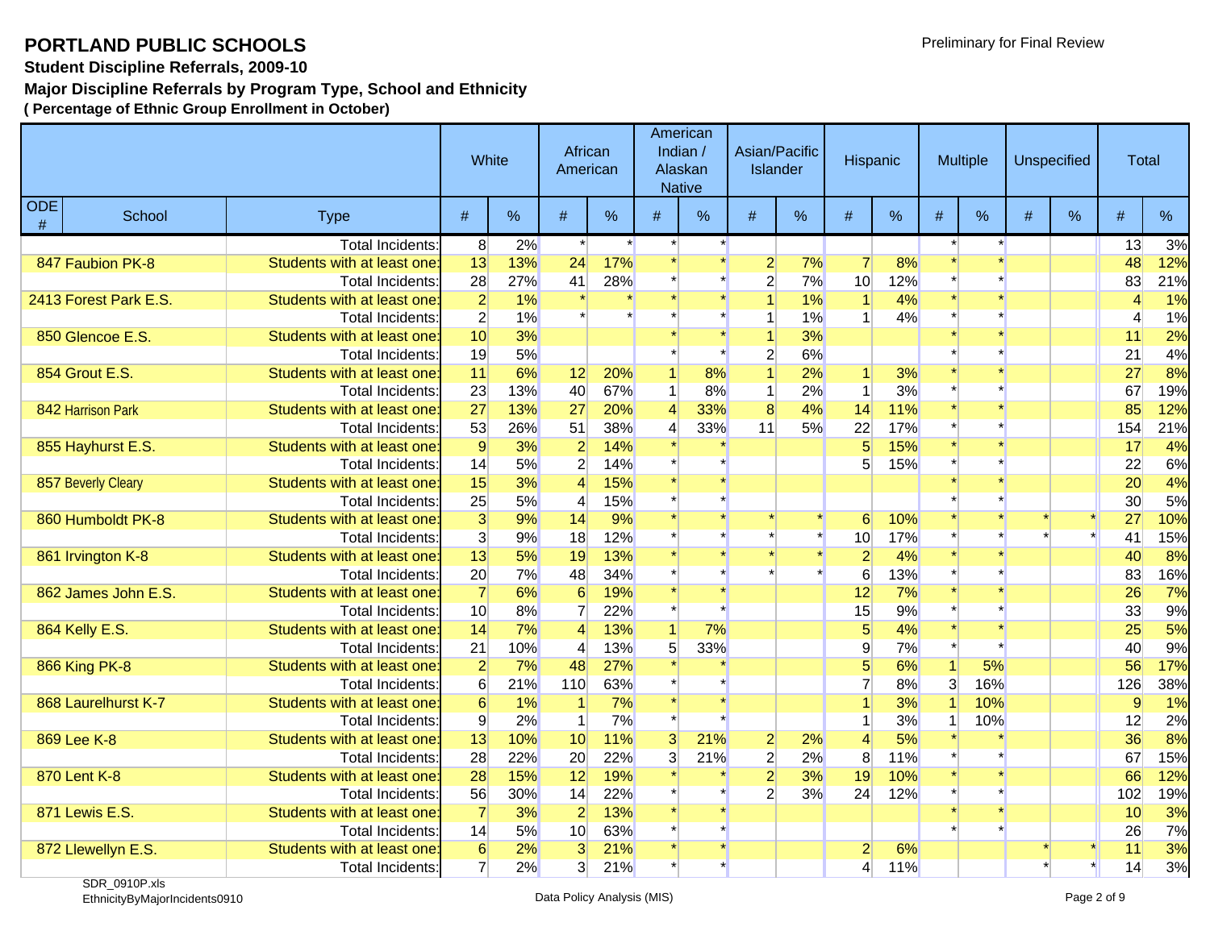# PORTLAND PUBLIC SCHOOLS

**Student Discipline Referrals, 2009-10**

**Major Discipline Referrals by Program Type, School and Ethnicity**

**( Percentage of Ethnic Group Enrollment in October)**

| | | | White | | African American | | American Indian / Alaskan Native | | Asian/Pacific Islander | | Hispanic | | Multiple | | Unspecified | | Total | |
|---|---|---|---|---|---|---|---|---|---|---|---|---|---|---|---|---|---|---|
| ODE # | School | Type | # | % | # | % | # | % | # | % | # | % | # | % | # | % | # | % |
| | | Total Incidents: | 8 | 2% | * | * | * | * | | | | | * | * | | | 13 | 3% |
| 847 | Faubion PK-8 | Students with at least one: | 13 | 13% | 24 | 17% | * | * | 2 | 7% | 7 | 8% | * | * | | | 48 | 12% |
| | | Total Incidents: | 28 | 27% | 41 | 28% | * | * | 2 | 7% | 10 | 12% | * | * | | | 83 | 21% |
| 2413 | Forest Park E.S. | Students with at least one: | 2 | 1% | * | * | * | * | 1 | 1% | 1 | 4% | * | * | | | 4 | 1% |
| | | Total Incidents: | 2 | 1% | * | * | * | * | 1 | 1% | 1 | 4% | * | * | | | 4 | 1% |
| 850 | Glencoe E.S. | Students with at least one: | 10 | 3% | | | * | * | 1 | 3% | | | * | * | | | 11 | 2% |
| | | Total Incidents: | 19 | 5% | | | * | * | 2 | 6% | | | * | * | | | 21 | 4% |
| 854 | Grout E.S. | Students with at least one: | 11 | 6% | 12 | 20% | 1 | 8% | 1 | 2% | 1 | 3% | * | * | | | 27 | 8% |
| | | Total Incidents: | 23 | 13% | 40 | 67% | 1 | 8% | 1 | 2% | 1 | 3% | * | * | | | 67 | 19% |
| 842 | Harrison Park | Students with at least one: | 27 | 13% | 27 | 20% | 4 | 33% | 8 | 4% | 14 | 11% | * | * | | | 85 | 12% |
| | | Total Incidents: | 53 | 26% | 51 | 38% | 4 | 33% | 11 | 5% | 22 | 17% | * | * | | | 154 | 21% |
| 855 | Hayhurst E.S. | Students with at least one: | 9 | 3% | 2 | 14% | * | * | | | 5 | 15% | * | * | | | 17 | 4% |
| | | Total Incidents: | 14 | 5% | 2 | 14% | * | * | | | 5 | 15% | * | * | | | 22 | 6% |
| 857 | Beverly Cleary | Students with at least one: | 15 | 3% | 4 | 15% | * | * | | | | | * | * | | | 20 | 4% |
| | | Total Incidents: | 25 | 5% | 4 | 15% | * | * | | | | | * | * | | | 30 | 5% |
| 860 | Humboldt PK-8 | Students with at least one: | 3 | 9% | 14 | 9% | * | * | * | * | 6 | 10% | * | * | * | * | 27 | 10% |
| | | Total Incidents: | 3 | 9% | 18 | 12% | * | * | * | * | 10 | 17% | * | * | * | * | 41 | 15% |
| 861 | Irvington K-8 | Students with at least one: | 13 | 5% | 19 | 13% | * | * | * | * | 2 | 4% | * | * | | | 40 | 8% |
| | | Total Incidents: | 20 | 7% | 48 | 34% | * | * | * | * | 6 | 13% | * | * | | | 83 | 16% |
| 862 | James John E.S. | Students with at least one: | 7 | 6% | 6 | 19% | * | * | | | 12 | 7% | * | * | | | 26 | 7% |
| | | Total Incidents: | 10 | 8% | 7 | 22% | * | * | | | 15 | 9% | * | * | | | 33 | 9% |
| 864 | Kelly E.S. | Students with at least one: | 14 | 7% | 4 | 13% | 1 | 7% | | | 5 | 4% | * | * | | | 25 | 5% |
| | | Total Incidents: | 21 | 10% | 4 | 13% | 5 | 33% | | | 9 | 7% | * | * | | | 40 | 9% |
| 866 | King PK-8 | Students with at least one: | 2 | 7% | 48 | 27% | * | * | | | 5 | 6% | 1 | 5% | | | 56 | 17% |
| | | Total Incidents: | 6 | 21% | 110 | 63% | * | * | | | 7 | 8% | 3 | 16% | | | 126 | 38% |
| 868 | Laurelhurst K-7 | Students with at least one: | 6 | 1% | 1 | 7% | * | * | | | 1 | 3% | 1 | 10% | | | 9 | 1% |
| | | Total Incidents: | 9 | 2% | 1 | 7% | * | * | | | 1 | 3% | 1 | 10% | | | 12 | 2% |
| 869 | Lee K-8 | Students with at least one: | 13 | 10% | 10 | 11% | 3 | 21% | 2 | 2% | 4 | 5% | * | * | | | 36 | 8% |
| | | Total Incidents: | 28 | 22% | 20 | 22% | 3 | 21% | 2 | 2% | 8 | 11% | * | * | | | 67 | 15% |
| 870 | Lent K-8 | Students with at least one: | 28 | 15% | 12 | 19% | * | * | 2 | 3% | 19 | 10% | * | * | | | 66 | 12% |
| | | Total Incidents: | 56 | 30% | 14 | 22% | * | * | 2 | 3% | 24 | 12% | * | * | | | 102 | 19% |
| 871 | Lewis E.S. | Students with at least one: | 7 | 3% | 2 | 13% | * | * | | | | | * | * | | | 10 | 3% |
| | | Total Incidents: | 14 | 5% | 10 | 63% | * | * | | | | | * | * | | | 26 | 7% |
| 872 | Llewellyn E.S. | Students with at least one: | 6 | 2% | 3 | 21% | * | * | | | 2 | 6% | | | * | * | 11 | 3% |
| | | Total Incidents: | 7 | 2% | 3 | 21% | * | * | | | 4 | 11% | | | * | * | 14 | 3% |

Preliminary for Final Review

SDR_0910P.xls
EthnicityByMajorIncidents0910

Data Policy Analysis (MIS)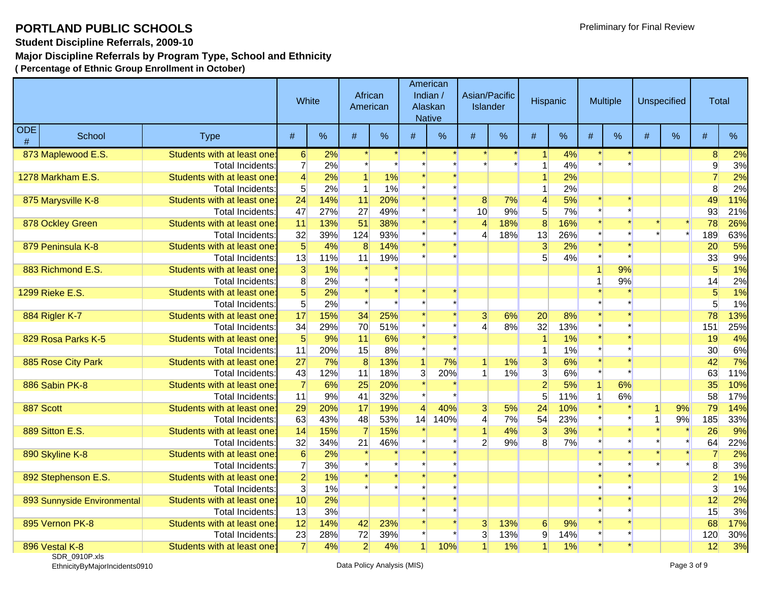# PORTLAND PUBLIC SCHOOLS

**Student Discipline Referrals, 2009-10**

**Major Discipline Referrals by Program Type, School and Ethnicity**

**( Percentage of Ethnic Group Enrollment in October)**

| ODE # | School | Type | White # | White % | African American # | African American % | American Indian / Alaskan Native # | American Indian / Alaskan Native % | Asian/Pacific Islander # | Asian/Pacific Islander % | Hispanic # | Hispanic % | Multiple # | Multiple % | Unspecified # | Unspecified % | Total # | Total % |
|---|---|---|---|---|---|---|---|---|---|---|---|---|---|---|---|---|---|---|
| 873 | Maplewood E.S. | Students with at least one: | 6 | 2% | * | * | * | * | * | * | 1 | 4% | * | * | | | 8 | 2% |
| | | Total Incidents: | 7 | 2% | * | * | * | * | * | * | 1 | 4% | * | * | | | 9 | 3% |
| 1278 | Markham E.S. | Students with at least one: | 4 | 2% | 1 | 1% | * | * | | | 1 | 2% | | | | | 7 | 2% |
| | | Total Incidents: | 5 | 2% | 1 | 1% | * | * | | | 1 | 2% | | | | | 8 | 2% |
| 875 | Marysville K-8 | Students with at least one: | 24 | 14% | 11 | 20% | * | * | 8 | 7% | 4 | 5% | * | * | | | 49 | 11% |
| | | Total Incidents: | 47 | 27% | 27 | 49% | * | * | 10 | 9% | 5 | 7% | * | * | | | 93 | 21% |
| 878 | Ockley Green | Students with at least one: | 11 | 13% | 51 | 38% | * | * | 4 | 18% | 8 | 16% | * | * | * | * | 78 | 26% |
| | | Total Incidents: | 32 | 39% | 124 | 93% | * | * | 4 | 18% | 13 | 26% | * | * | * | * | 189 | 63% |
| 879 | Peninsula K-8 | Students with at least one: | 5 | 4% | 8 | 14% | * | * | | | 3 | 2% | * | * | | | 20 | 5% |
| | | Total Incidents: | 13 | 11% | 11 | 19% | * | * | | | 5 | 4% | * | * | | | 33 | 9% |
| 883 | Richmond E.S. | Students with at least one: | 3 | 1% | * | * | | | | | | | 1 | 9% | | | 5 | 1% |
| | | Total Incidents: | 8 | 2% | * | * | | | | | | | 1 | 9% | | | 14 | 2% |
| 1299 | Rieke E.S. | Students with at least one: | 5 | 2% | * | * | * | * | | | | | * | * | | | 5 | 1% |
| | | Total Incidents: | 5 | 2% | * | * | * | * | | | | | * | * | | | 5 | 1% |
| 884 | Rigler K-7 | Students with at least one: | 17 | 15% | 34 | 25% | * | * | 3 | 6% | 20 | 8% | * | * | | | 78 | 13% |
| | | Total Incidents: | 34 | 29% | 70 | 51% | * | * | 4 | 8% | 32 | 13% | * | * | | | 151 | 25% |
| 829 | Rosa Parks K-5 | Students with at least one: | 5 | 9% | 11 | 6% | * | * | | | 1 | 1% | * | * | | | 19 | 4% |
| | | Total Incidents: | 11 | 20% | 15 | 8% | * | * | | | 1 | 1% | * | * | | | 30 | 6% |
| 885 | Rose City Park | Students with at least one: | 27 | 7% | 8 | 13% | 1 | 7% | 1 | 1% | 3 | 6% | * | * | | | 42 | 7% |
| | | Total Incidents: | 43 | 12% | 11 | 18% | 3 | 20% | 1 | 1% | 3 | 6% | * | * | | | 63 | 11% |
| 886 | Sabin PK-8 | Students with at least one: | 7 | 6% | 25 | 20% | * | * | | | 2 | 5% | 1 | 6% | | | 35 | 10% |
| | | Total Incidents: | 11 | 9% | 41 | 32% | * | * | | | 5 | 11% | 1 | 6% | | | 58 | 17% |
| 887 | Scott | Students with at least one: | 29 | 20% | 17 | 19% | 4 | 40% | 3 | 5% | 24 | 10% | * | * | 1 | 9% | 79 | 14% |
| | | Total Incidents: | 63 | 43% | 48 | 53% | 14 | 140% | 4 | 7% | 54 | 23% | * | * | 1 | 9% | 185 | 33% |
| 889 | Sitton E.S. | Students with at least one: | 14 | 15% | 7 | 15% | * | * | 1 | 4% | 3 | 3% | * | * | * | * | 26 | 9% |
| | | Total Incidents: | 32 | 34% | 21 | 46% | * | * | 2 | 9% | 8 | 7% | * | * | * | * | 64 | 22% |
| 890 | Skyline K-8 | Students with at least one: | 6 | 2% | * | * | * | * | | | | | * | * | * | * | 7 | 2% |
| | | Total Incidents: | 7 | 3% | * | * | * | * | | | | | * | * | * | * | 8 | 3% |
| 892 | Stephenson E.S. | Students with at least one: | 2 | 1% | * | * | * | * | | | | | * | * | | | 2 | 1% |
| | | Total Incidents: | 3 | 1% | * | * | * | * | | | | | * | * | | | 3 | 1% |
| 893 | Sunnyside Environmental | Students with at least one: | 10 | 2% | | | * | * | | | | | * | * | | | 12 | 2% |
| | | Total Incidents: | 13 | 3% | | | * | * | | | | | * | * | | | 15 | 3% |
| 895 | Vernon PK-8 | Students with at least one: | 12 | 14% | 42 | 23% | * | * | 3 | 13% | 6 | 9% | * | * | | | 68 | 17% |
| | | Total Incidents: | 23 | 28% | 72 | 39% | * | * | 3 | 13% | 9 | 14% | * | * | | | 120 | 30% |
| 896 | Vestal K-8 | Students with at least one: | 7 | 4% | 2 | 4% | 1 | 10% | 1 | 1% | 1 | 1% | * | * | | | 12 | 3% |

SDR_0910P.xls
EthnicityByMajorIncidents0910

Data Policy Analysis (MIS)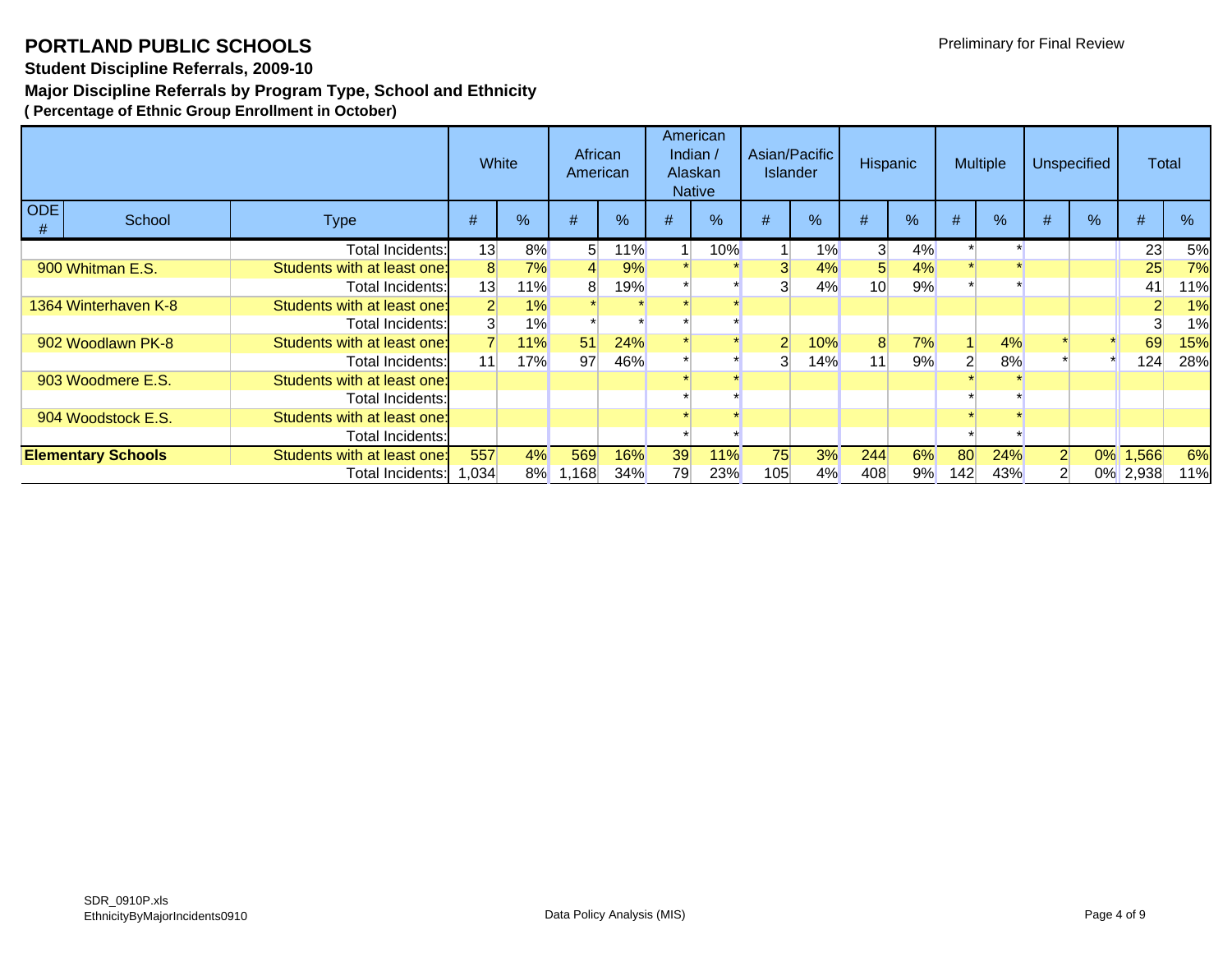# PORTLAND PUBLIC SCHOOLS

Preliminary for Final Review

**Student Discipline Referrals, 2009-10**

**Major Discipline Referrals by Program Type, School and Ethnicity**

**( Percentage of Ethnic Group Enrollment in October)**

| ODE # | School | Type | White # | White % | African American # | African American % | American Indian / Alaskan Native # | American Indian / Alaskan Native % | Asian/Pacific Islander # | Asian/Pacific Islander % | Hispanic # | Hispanic % | Multiple # | Multiple % | Unspecified # | Unspecified % | Total # | Total % |
|---|---|---|---|---|---|---|---|---|---|---|---|---|---|---|---|---|---|---|
| | | Total Incidents: | 13 | 8% | 5 | 11% | 1 | 10% | 1 | 1% | 3 | 4% | * | * | | | 23 | 5% |
| 900 | Whitman E.S. | Students with at least one: | 8 | 7% | 4 | 9% | * | * | 3 | 4% | 5 | 4% | * | * | | | 25 | 7% |
| | | Total Incidents: | 13 | 11% | 8 | 19% | * | * | 3 | 4% | 10 | 9% | * | * | | | 41 | 11% |
| 1364 | Winterhaven K-8 | Students with at least one: | 2 | 1% | * | * | * | * | | | | | | | | | 2 | 1% |
| | | Total Incidents: | 3 | 1% | * | * | * | * | | | | | | | | | 3 | 1% |
| 902 | Woodlawn PK-8 | Students with at least one: | 7 | 11% | 51 | 24% | * | * | 2 | 10% | 8 | 7% | 1 | 4% | * | * | 69 | 15% |
| | | Total Incidents: | 11 | 17% | 97 | 46% | * | * | 3 | 14% | 11 | 9% | 2 | 8% | * | * | 124 | 28% |
| 903 | Woodmere E.S. | Students with at least one: | | | | | * | * | | | | | * | * | | | | |
| | | Total Incidents: | | | | | * | * | | | | | * | * | | | | |
| 904 | Woodstock E.S. | Students with at least one: | | | | | * | * | | | | | * | * | | | | |
| | | Total Incidents: | | | | | * | * | | | | | * | * | | | | |
| **Elementary Schools** | | Students with at least one: | 557 | 4% | 569 | 16% | 39 | 11% | 75 | 3% | 244 | 6% | 80 | 24% | 2 | 0% | 1,566 | 6% |
| | | Total Incidents: | 1,034 | 8% | 1,168 | 34% | 79 | 23% | 105 | 4% | 408 | 9% | 142 | 43% | 2 | 0% | 2,938 | 11% |

SDR_0910P.xls
EthnicityByMajorIncidents0910

Data Policy Analysis (MIS)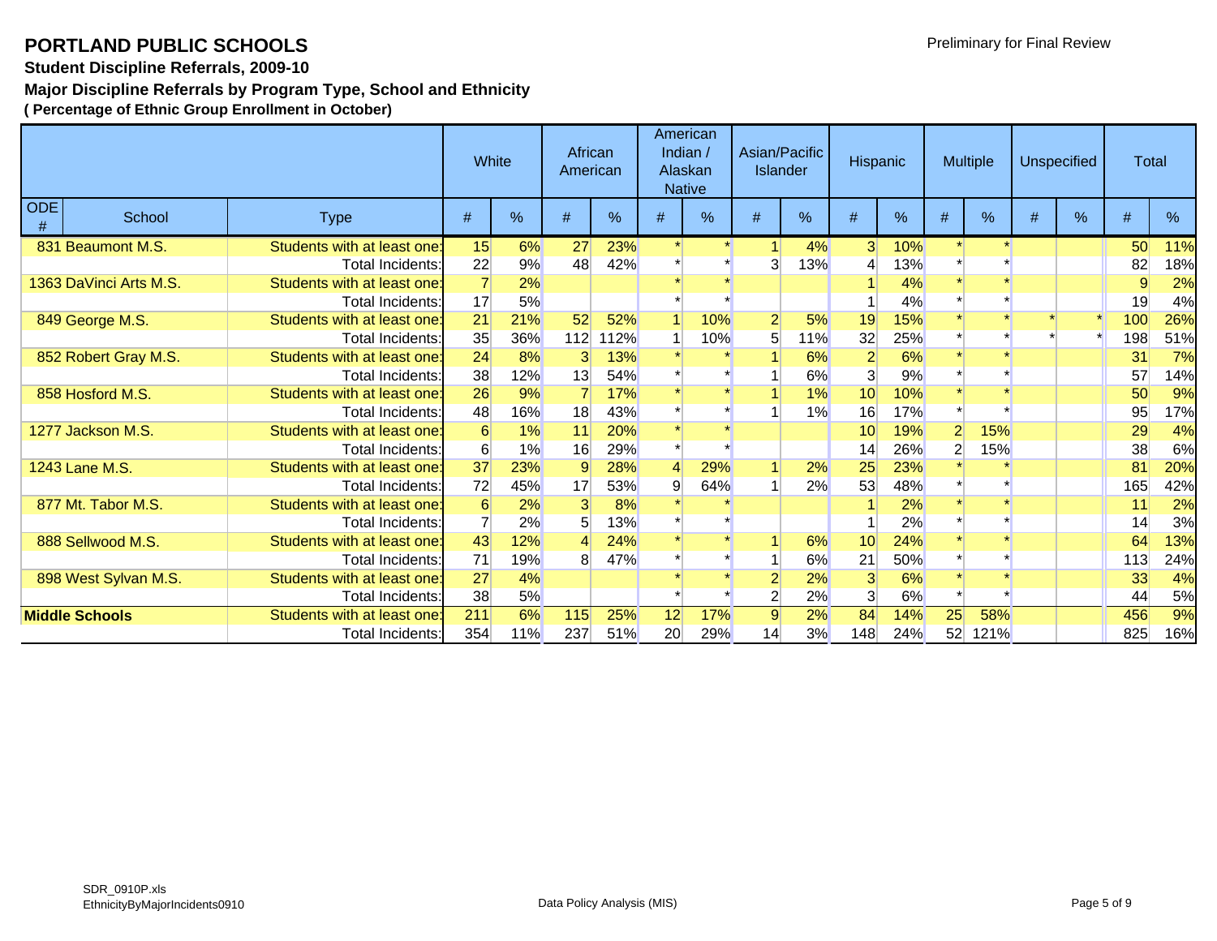# PORTLAND PUBLIC SCHOOLS

**Student Discipline Referrals, 2009-10**

**Major Discipline Referrals by Program Type, School and Ethnicity**

**( Percentage of Ethnic Group Enrollment in October)**

| | | | White | | African American | | American Indian / Alaskan Native | | Asian/Pacific Islander | | Hispanic | | Multiple | | Unspecified | | Total | |
|---|---|---|---|---|---|---|---|---|---|---|---|---|---|---|---|---|---|---|
| ODE # | School | Type | # | % | # | % | # | % | # | % | # | % | # | % | # | % | # | % |
| 831 | Beaumont M.S. | Students with at least one: | 15 | 6% | 27 | 23% | * | * | 1 | 4% | 3 | 10% | * | * | | | 50 | 11% |
| | | Total Incidents: | 22 | 9% | 48 | 42% | * | * | 3 | 13% | 4 | 13% | * | * | | | 82 | 18% |
| 1363 | DaVinci Arts M.S. | Students with at least one: | 7 | 2% | | | * | * | | | 1 | 4% | * | * | | | 9 | 2% |
| | | Total Incidents: | 17 | 5% | | | * | * | | | 1 | 4% | * | * | | | 19 | 4% |
| 849 | George M.S. | Students with at least one: | 21 | 21% | 52 | 52% | 1 | 10% | 2 | 5% | 19 | 15% | * | * | * | * | 100 | 26% |
| | | Total Incidents: | 35 | 36% | 112 | 112% | 1 | 10% | 5 | 11% | 32 | 25% | * | * | * | * | 198 | 51% |
| 852 | Robert Gray M.S. | Students with at least one: | 24 | 8% | 3 | 13% | * | * | 1 | 6% | 2 | 6% | * | * | | | 31 | 7% |
| | | Total Incidents: | 38 | 12% | 13 | 54% | * | * | 1 | 6% | 3 | 9% | * | * | | | 57 | 14% |
| 858 | Hosford M.S. | Students with at least one: | 26 | 9% | 7 | 17% | * | * | 1 | 1% | 10 | 10% | * | * | | | 50 | 9% |
| | | Total Incidents: | 48 | 16% | 18 | 43% | * | * | 1 | 1% | 16 | 17% | * | * | | | 95 | 17% |
| 1277 | Jackson M.S. | Students with at least one: | 6 | 1% | 11 | 20% | * | * | | | 10 | 19% | 2 | 15% | | | 29 | 4% |
| | | Total Incidents: | 6 | 1% | 16 | 29% | * | * | | | 14 | 26% | 2 | 15% | | | 38 | 6% |
| 1243 | Lane M.S. | Students with at least one: | 37 | 23% | 9 | 28% | 4 | 29% | 1 | 2% | 25 | 23% | * | * | | | 81 | 20% |
| | | Total Incidents: | 72 | 45% | 17 | 53% | 9 | 64% | 1 | 2% | 53 | 48% | * | * | | | 165 | 42% |
| 877 | Mt. Tabor M.S. | Students with at least one: | 6 | 2% | 3 | 8% | * | * | | | 1 | 2% | * | * | | | 11 | 2% |
| | | Total Incidents: | 7 | 2% | 5 | 13% | * | * | | | 1 | 2% | * | * | | | 14 | 3% |
| 888 | Sellwood M.S. | Students with at least one: | 43 | 12% | 4 | 24% | * | * | 1 | 6% | 10 | 24% | * | * | | | 64 | 13% |
| | | Total Incidents: | 71 | 19% | 8 | 47% | * | * | 1 | 6% | 21 | 50% | * | * | | | 113 | 24% |
| 898 | West Sylvan M.S. | Students with at least one: | 27 | 4% | | | * | * | 2 | 2% | 3 | 6% | * | * | | | 33 | 4% |
| | | Total Incidents: | 38 | 5% | | | * | * | 2 | 2% | 3 | 6% | * | * | | | 44 | 5% |
| **Middle Schools** | | Students with at least one: | 211 | 6% | 115 | 25% | 12 | 17% | 9 | 2% | 84 | 14% | 25 | 58% | | | 456 | 9% |
| | | Total Incidents: | 354 | 11% | 237 | 51% | 20 | 29% | 14 | 3% | 148 | 24% | 52 | 121% | | | 825 | 16% |

SDR_0910P.xls
EthnicityByMajorIncidents0910

Data Policy Analysis (MIS)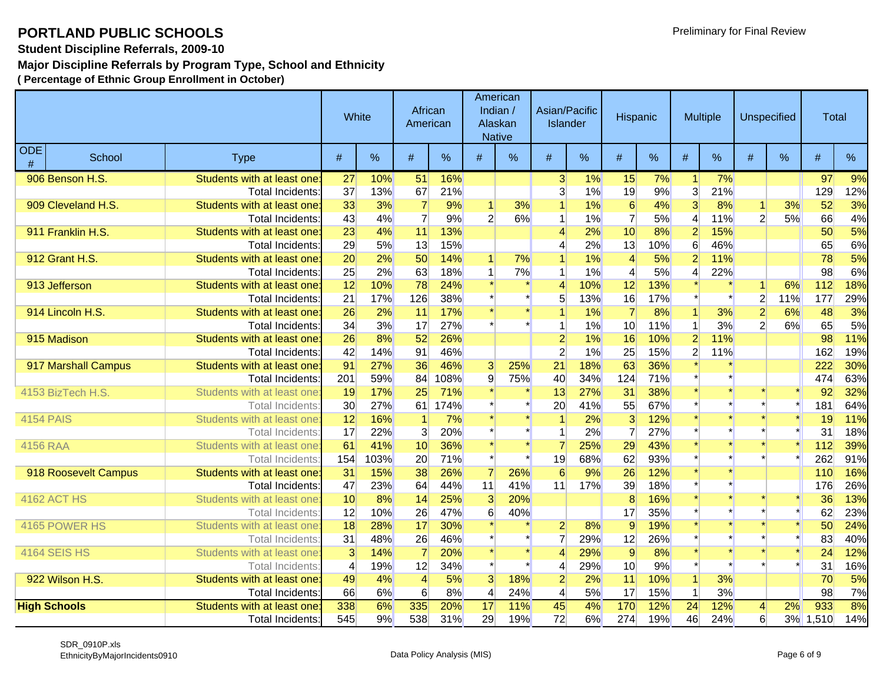# PORTLAND PUBLIC SCHOOLS

**Student Discipline Referrals, 2009-10**

**Major Discipline Referrals by Program Type, School and Ethnicity**

**( Percentage of Ethnic Group Enrollment in October)**

| | | | White | | African American | | American Indian / Alaskan Native | | Asian/Pacific Islander | | Hispanic | | Multiple | | Unspecified | | Total | |
|---|---|---|---|---|---|---|---|---|---|---|---|---|---|---|---|---|---|---|
| ODE # | School | Type | # | % | # | % | # | % | # | % | # | % | # | % | # | % | # | % |
| 906 | Benson H.S. | Students with at least one: | 27 | 10% | 51 | 16% | | | 3 | 1% | 15 | 7% | 1 | 7% | | | 97 | 9% |
| | | Total Incidents: | 37 | 13% | 67 | 21% | | | 3 | 1% | 19 | 9% | 3 | 21% | | | 129 | 12% |
| 909 | Cleveland H.S. | Students with at least one: | 33 | 3% | 7 | 9% | 1 | 3% | 1 | 1% | 6 | 4% | 3 | 8% | 1 | 3% | 52 | 3% |
| | | Total Incidents: | 43 | 4% | 7 | 9% | 2 | 6% | 1 | 1% | 7 | 5% | 4 | 11% | 2 | 5% | 66 | 4% |
| 911 | Franklin H.S. | Students with at least one: | 23 | 4% | 11 | 13% | | | 4 | 2% | 10 | 8% | 2 | 15% | | | 50 | 5% |
| | | Total Incidents: | 29 | 5% | 13 | 15% | | | 4 | 2% | 13 | 10% | 6 | 46% | | | 65 | 6% |
| 912 | Grant H.S. | Students with at least one: | 20 | 2% | 50 | 14% | 1 | 7% | 1 | 1% | 4 | 5% | 2 | 11% | | | 78 | 5% |
| | | Total Incidents: | 25 | 2% | 63 | 18% | 1 | 7% | 1 | 1% | 4 | 5% | 4 | 22% | | | 98 | 6% |
| 913 | Jefferson | Students with at least one: | 12 | 10% | 78 | 24% | * | * | 4 | 10% | 12 | 13% | * | * | 1 | 6% | 112 | 18% |
| | | Total Incidents: | 21 | 17% | 126 | 38% | * | * | 5 | 13% | 16 | 17% | * | * | 2 | 11% | 177 | 29% |
| 914 | Lincoln H.S. | Students with at least one: | 26 | 2% | 11 | 17% | * | * | 1 | 1% | 7 | 8% | 1 | 3% | 2 | 6% | 48 | 3% |
| | | Total Incidents: | 34 | 3% | 17 | 27% | * | * | 1 | 1% | 10 | 11% | 1 | 3% | 2 | 6% | 65 | 5% |
| 915 | Madison | Students with at least one: | 26 | 8% | 52 | 26% | | | 2 | 1% | 16 | 10% | 2 | 11% | | | 98 | 11% |
| | | Total Incidents: | 42 | 14% | 91 | 46% | | | 2 | 1% | 25 | 15% | 2 | 11% | | | 162 | 19% |
| 917 | Marshall Campus | Students with at least one: | 91 | 27% | 36 | 46% | 3 | 25% | 21 | 18% | 63 | 36% | * | * | | | 222 | 30% |
| | | Total Incidents: | 201 | 59% | 84 | 108% | 9 | 75% | 40 | 34% | 124 | 71% | * | * | | | 474 | 63% |
| 4153 | BizTech H.S. | Students with at least one: | 19 | 17% | 25 | 71% | * | * | 13 | 27% | 31 | 38% | * | * | * | * | 92 | 32% |
| | | Total Incidents: | 30 | 27% | 61 | 174% | * | * | 20 | 41% | 55 | 67% | * | * | * | * | 181 | 64% |
| 4154 | PAIS | Students with at least one: | 12 | 16% | 1 | 7% | * | * | 1 | 2% | 3 | 12% | * | * | * | * | 19 | 11% |
| | | Total Incidents: | 17 | 22% | 3 | 20% | * | * | 1 | 2% | 7 | 27% | * | * | * | * | 31 | 18% |
| 4156 | RAA | Students with at least one: | 61 | 41% | 10 | 36% | * | * | 7 | 25% | 29 | 43% | * | * | * | * | 112 | 39% |
| | | Total Incidents: | 154 | 103% | 20 | 71% | * | * | 19 | 68% | 62 | 93% | * | * | * | * | 262 | 91% |
| 918 | Roosevelt Campus | Students with at least one: | 31 | 15% | 38 | 26% | 7 | 26% | 6 | 9% | 26 | 12% | * | * | | | 110 | 16% |
| | | Total Incidents: | 47 | 23% | 64 | 44% | 11 | 41% | 11 | 17% | 39 | 18% | * | * | | | 176 | 26% |
| 4162 | ACT HS | Students with at least one: | 10 | 8% | 14 | 25% | 3 | 20% | | | 8 | 16% | * | * | * | * | 36 | 13% |
| | | Total Incidents: | 12 | 10% | 26 | 47% | 6 | 40% | | | 17 | 35% | * | * | * | * | 62 | 23% |
| 4165 | POWER HS | Students with at least one: | 18 | 28% | 17 | 30% | * | * | 2 | 8% | 9 | 19% | * | * | * | * | 50 | 24% |
| | | Total Incidents: | 31 | 48% | 26 | 46% | * | * | 7 | 29% | 12 | 26% | * | * | * | * | 83 | 40% |
| 4164 | SEIS HS | Students with at least one: | 3 | 14% | 7 | 20% | * | * | 4 | 29% | 9 | 8% | * | * | * | * | 24 | 12% |
| | | Total Incidents: | 4 | 19% | 12 | 34% | * | * | 4 | 29% | 10 | 9% | * | * | * | * | 31 | 16% |
| 922 | Wilson H.S. | Students with at least one: | 49 | 4% | 4 | 5% | 3 | 18% | 2 | 2% | 11 | 10% | 1 | 3% | | | 70 | 5% |
| | | Total Incidents: | 66 | 6% | 6 | 8% | 4 | 24% | 4 | 5% | 17 | 15% | 1 | 3% | | | 98 | 7% |
| **High Schools** | | Students with at least one: | 338 | 6% | 335 | 20% | 17 | 11% | 45 | 4% | 170 | 12% | 24 | 12% | 4 | 2% | 933 | 8% |
| | | Total Incidents: | 545 | 9% | 538 | 31% | 29 | 19% | 72 | 6% | 274 | 19% | 46 | 24% | 6 | 3% | 1,510 | 14% |

SDR_0910P.xls
EthnicityByMajorIncidents0910

Data Policy Analysis (MIS)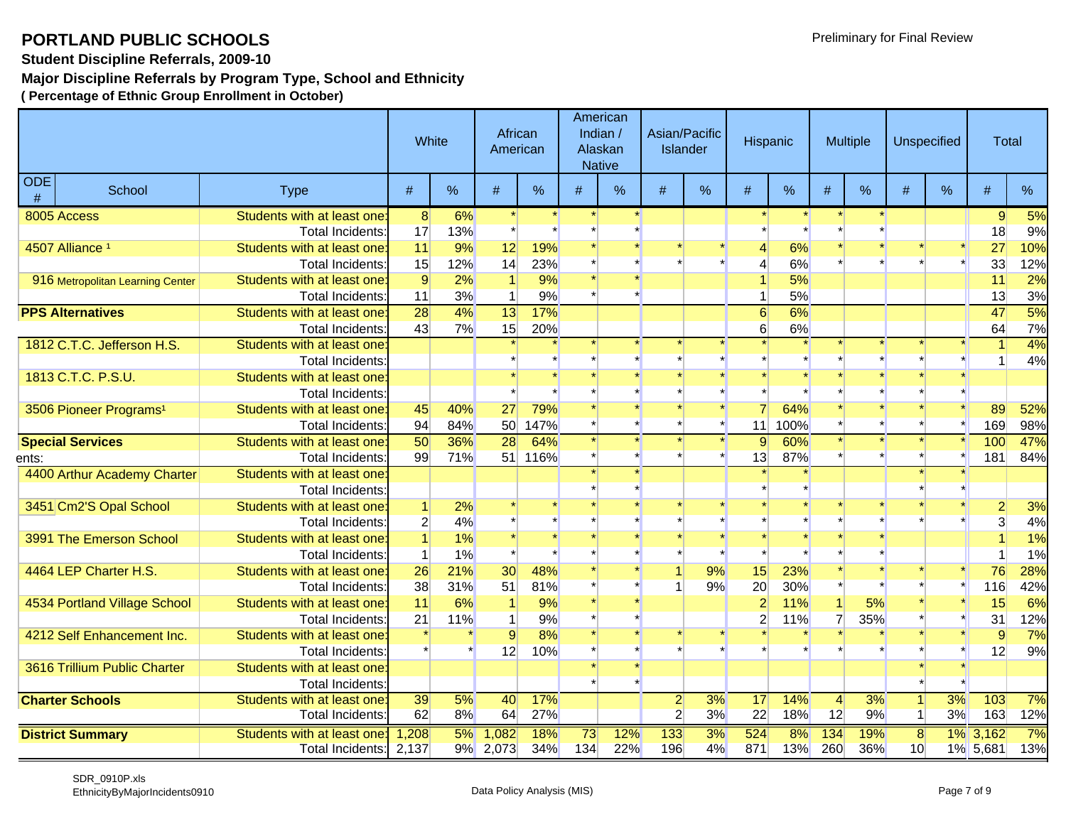# PORTLAND PUBLIC SCHOOLS

**Student Discipline Referrals, 2009-10**

**Major Discipline Referrals by Program Type, School and Ethnicity**

**( Percentage of Ethnic Group Enrollment in October)**

| | | | White | | African American | | American Indian / Alaskan Native | | Asian/Pacific Islander | | Hispanic | | Multiple | | Unspecified | | Total | |
|---|---|---|---|---|---|---|---|---|---|---|---|---|---|---|---|---|---|---|
| ODE # | School | Type | # | % | # | % | # | % | # | % | # | % | # | % | # | % | # | % |
| 8005 | Access | Students with at least one: | 8 | 6% | * | * | * | * | | | * | * | * | * | | | 9 | 5% |
| | | Total Incidents: | 17 | 13% | * | * | * | * | | | * | * | * | * | | | 18 | 9% |
| 4507 | Alliance [1] | Students with at least one: | 11 | 9% | 12 | 19% | * | * | * | * | 4 | 6% | * | * | * | * | 27 | 10% |
| | | Total Incidents: | 15 | 12% | 14 | 23% | * | * | * | * | 4 | 6% | * | * | * | * | 33 | 12% |
| 916 | Metropolitan Learning Center | Students with at least one: | 9 | 2% | 1 | 9% | * | * | | | 1 | 5% | | | | | 11 | 2% |
| | | Total Incidents: | 11 | 3% | 1 | 9% | * | * | | | 1 | 5% | | | | | 13 | 3% |
| **PPS Alternatives** | | Students with at least one: | 28 | 4% | 13 | 17% | | | | | 6 | 6% | | | | | 47 | 5% |
| | | Total Incidents: | 43 | 7% | 15 | 20% | | | | | 6 | 6% | | | | | 64 | 7% |
| 1812 | C.T.C. Jefferson H.S. | Students with at least one: | | | * | * | * | * | * | * | * | * | * | * | * | * | 1 | 4% |
| | | Total Incidents: | | | * | * | * | * | * | * | * | * | * | * | * | * | 1 | 4% |
| 1813 | C.T.C. P.S.U. | Students with at least one: | | | * | * | * | * | * | * | * | * | * | * | * | * | | |
| | | Total Incidents: | | | * | * | * | * | * | * | * | * | * | * | * | * | | |
| 3506 | Pioneer Programs[1] | Students with at least one: | 45 | 40% | 27 | 79% | * | * | * | * | 7 | 64% | * | * | * | * | 89 | 52% |
| | | Total Incidents: | 94 | 84% | 50 | 147% | * | * | * | * | 11 | 100% | * | * | * | * | 169 | 98% |
| **Special Services** | | Students with at least one: | 50 | 36% | 28 | 64% | * | * | * | * | 9 | 60% | * | * | * | * | 100 | 47% |
| ents: | | Total Incidents: | 99 | 71% | 51 | 116% | * | * | * | * | 13 | 87% | * | * | * | * | 181 | 84% |
| 4400 | Arthur Academy Charter | Students with at least one: | | | | | * | * | | | * | * | | | * | * | | |
| | | Total Incidents: | | | | | * | * | | | * | * | | | * | * | | |
| 3451 | Cm2'S Opal School | Students with at least one: | 1 | 2% | * | * | * | * | * | * | * | * | * | * | * | * | 2 | 3% |
| | | Total Incidents: | 2 | 4% | * | * | * | * | * | * | * | * | * | * | * | * | 3 | 4% |
| 3991 | The Emerson School | Students with at least one: | 1 | 1% | * | * | * | * | * | * | * | * | * | * | | | 1 | 1% |
| | | Total Incidents: | 1 | 1% | * | * | * | * | * | * | * | * | * | * | | | 1 | 1% |
| 4464 | LEP Charter H.S. | Students with at least one: | 26 | 21% | 30 | 48% | * | * | 1 | 9% | 15 | 23% | * | * | * | * | 76 | 28% |
| | | Total Incidents: | 38 | 31% | 51 | 81% | * | * | 1 | 9% | 20 | 30% | * | * | * | * | 116 | 42% |
| 4534 | Portland Village School | Students with at least one: | 11 | 6% | 1 | 9% | * | * | | | 2 | 11% | 1 | 5% | * | * | 15 | 6% |
| | | Total Incidents: | 21 | 11% | 1 | 9% | * | * | | | 2 | 11% | 7 | 35% | * | * | 31 | 12% |
| 4212 | Self Enhancement Inc. | Students with at least one: | * | * | 9 | 8% | * | * | * | * | * | * | * | * | * | * | 9 | 7% |
| | | Total Incidents: | * | * | 12 | 10% | * | * | * | * | * | * | * | * | * | * | 12 | 9% |
| 3616 | Trillium Public Charter | Students with at least one: | | | | | * | * | | | | | | | * | * | | |
| | | Total Incidents: | | | | | * | * | | | | | | | * | * | | |
| **Charter Schools** | | Students with at least one: | 39 | 5% | 40 | 17% | | | 2 | 3% | 17 | 14% | 4 | 3% | 1 | 3% | 103 | 7% |
| | | Total Incidents: | 62 | 8% | 64 | 27% | | | 2 | 3% | 22 | 18% | 12 | 9% | 1 | 3% | 163 | 12% |
| **District Summary** | | Students with at least one: | 1,208 | 5% | 1,082 | 18% | 73 | 12% | 133 | 3% | 524 | 8% | 134 | 19% | 8 | 1% | 3,162 | 7% |
| | | Total Incidents: | 2,137 | 9% | 2,073 | 34% | 134 | 22% | 196 | 4% | 871 | 13% | 260 | 36% | 10 | 1% | 5,681 | 13% |

SDR_0910P.xls
EthnicityByMajorIncidents0910

Data Policy Analysis (MIS)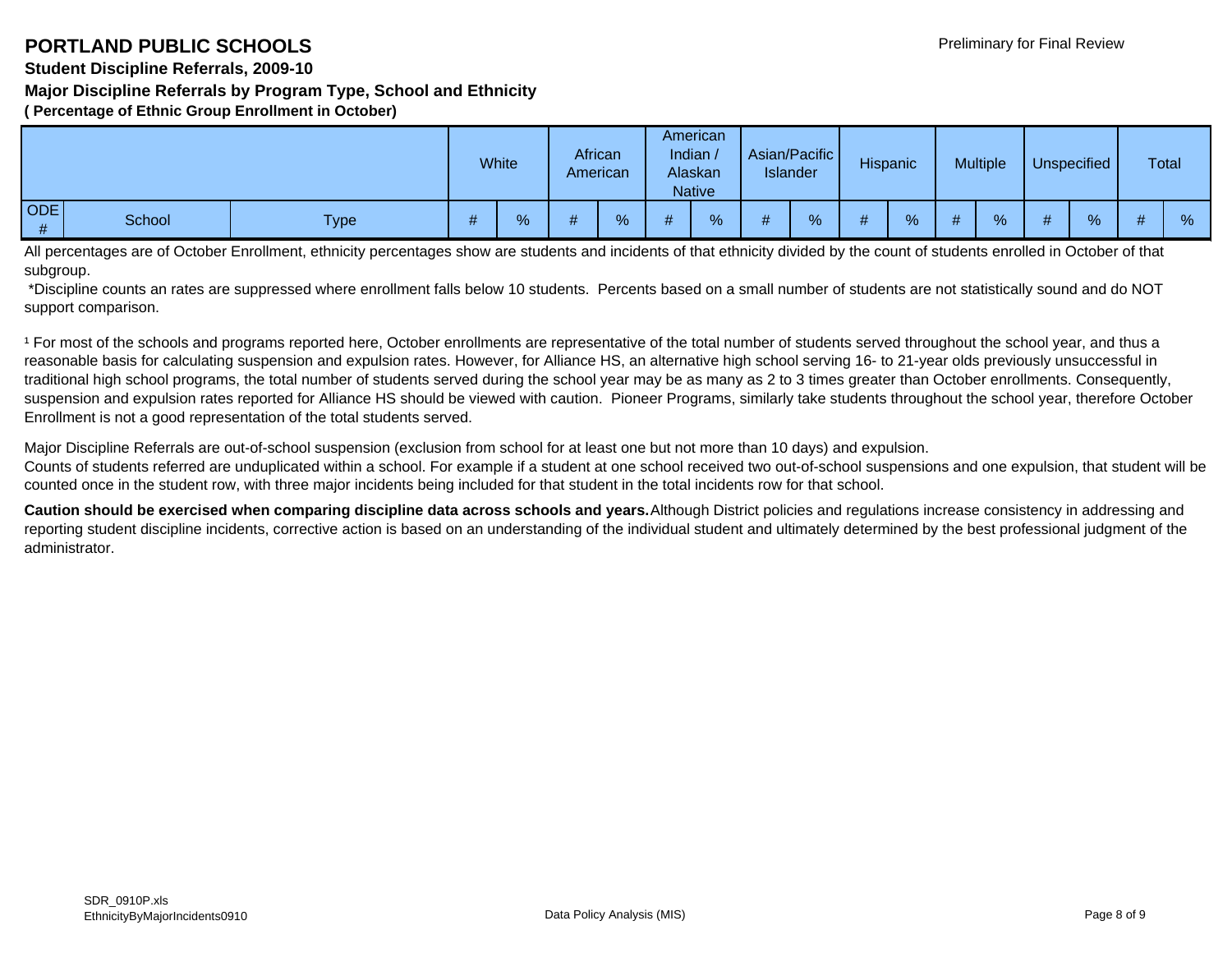# PORTLAND PUBLIC SCHOOLS

Preliminary for Final Review

**Student Discipline Referrals, 2009-10**

**Major Discipline Referrals by Program Type, School and Ethnicity**

**( Percentage of Ethnic Group Enrollment in October)**

| | | | White | | African American | | American Indian / Alaskan Native | | Asian/Pacific Islander | | Hispanic | | Multiple | | Unspecified | | Total | |
|---|---|---|---|---|---|---|---|---|---|---|---|---|---|---|---|---|---|---|
| ODE # | School | Type | # | % | # | % | # | % | # | % | # | % | # | % | # | % | # | % |

All percentages are of October Enrollment, ethnicity percentages show are students and incidents of that ethnicity divided by the count of students enrolled in October of that subgroup.

*Discipline counts an rates are suppressed where enrollment falls below 10 students. Percents based on a small number of students are not statistically sound and do NOT support comparison.

[1] For most of the schools and programs reported here, October enrollments are representative of the total number of students served throughout the school year, and thus a reasonable basis for calculating suspension and expulsion rates. However, for Alliance HS, an alternative high school serving 16- to 21-year olds previously unsuccessful in traditional high school programs, the total number of students served during the school year may be as many as 2 to 3 times greater than October enrollments. Consequently, suspension and expulsion rates reported for Alliance HS should be viewed with caution. Pioneer Programs, similarly take students throughout the school year, therefore October Enrollment is not a good representation of the total students served.

Major Discipline Referrals are out-of-school suspension (exclusion from school for at least one but not more than 10 days) and expulsion.

Counts of students referred are unduplicated within a school. For example if a student at one school received two out-of-school suspensions and one expulsion, that student will be counted once in the student row, with three major incidents being included for that student in the total incidents row for that school.

**Caution should be exercised when comparing discipline data across schools and years.** Although District policies and regulations increase consistency in addressing and reporting student discipline incidents, corrective action is based on an understanding of the individual student and ultimately determined by the best professional judgment of the administrator.

SDR_0910P.xls
EthnicityByMajorIncidents0910

Data Policy Analysis (MIS)